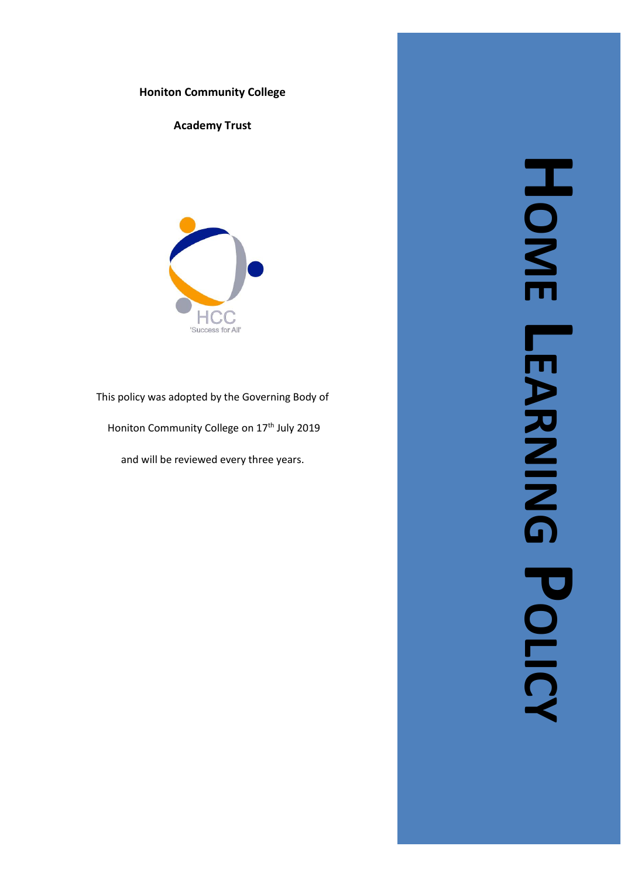# Home Learning Policy

**Honiton Community College**

**Academy Trust**

HCC
'Success for All'

This policy was adopted by the Governing Body of

Honiton Community College on 17th July 2019

and will be reviewed every three years.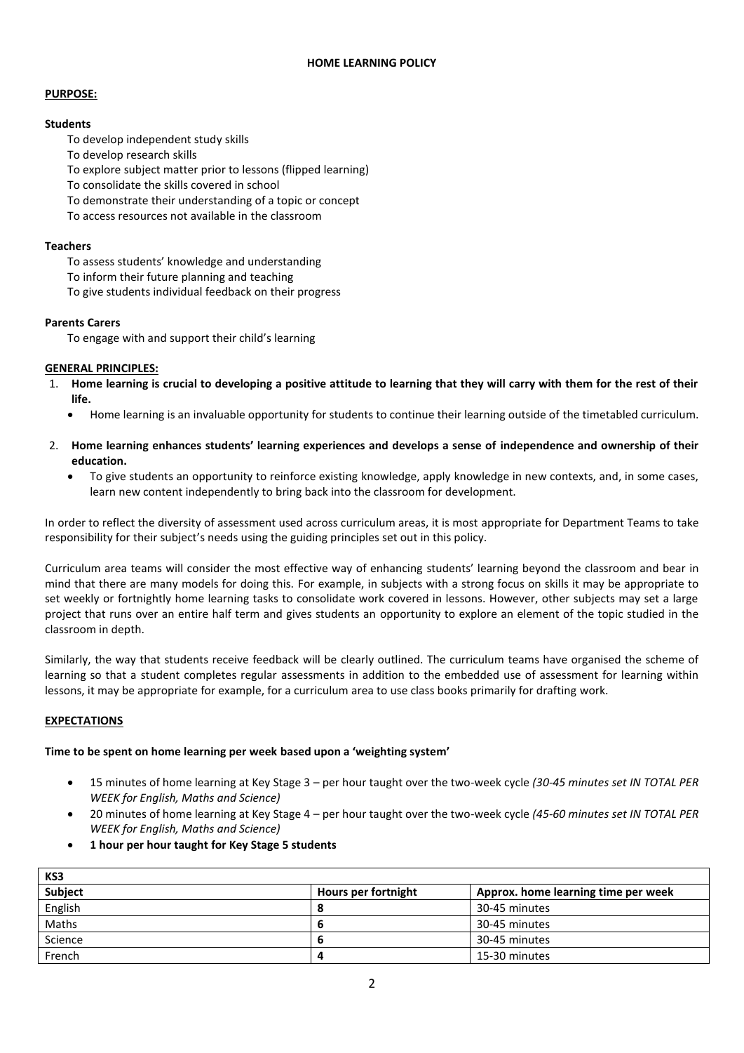# HOME LEARNING POLICY

## PURPOSE:

### Students

To develop independent study skills
To develop research skills
To explore subject matter prior to lessons (flipped learning)
To consolidate the skills covered in school
To demonstrate their understanding of a topic or concept
To access resources not available in the classroom

### Teachers

To assess students' knowledge and understanding
To inform their future planning and teaching
To give students individual feedback on their progress

### Parents Carers

To engage with and support their child's learning

## GENERAL PRINCIPLES:

1. **Home learning is crucial to developing a positive attitude to learning that they will carry with them for the rest of their life.**
   - Home learning is an invaluable opportunity for students to continue their learning outside of the timetabled curriculum.
2. **Home learning enhances students' learning experiences and develops a sense of independence and ownership of their education.**
   - To give students an opportunity to reinforce existing knowledge, apply knowledge in new contexts, and, in some cases, learn new content independently to bring back into the classroom for development.

In order to reflect the diversity of assessment used across curriculum areas, it is most appropriate for Department Teams to take responsibility for their subject's needs using the guiding principles set out in this policy.

Curriculum area teams will consider the most effective way of enhancing students' learning beyond the classroom and bear in mind that there are many models for doing this. For example, in subjects with a strong focus on skills it may be appropriate to set weekly or fortnightly home learning tasks to consolidate work covered in lessons. However, other subjects may set a large project that runs over an entire half term and gives students an opportunity to explore an element of the topic studied in the classroom in depth.

Similarly, the way that students receive feedback will be clearly outlined. The curriculum teams have organised the scheme of learning so that a student completes regular assessments in addition to the embedded use of assessment for learning within lessons, it may be appropriate for example, for a curriculum area to use class books primarily for drafting work.

## EXPECTATIONS

**Time to be spent on home learning per week based upon a 'weighting system'**

- 15 minutes of home learning at Key Stage 3 – per hour taught over the two-week cycle *(30-45 minutes set IN TOTAL PER WEEK for English, Maths and Science)*
- 20 minutes of home learning at Key Stage 4 – per hour taught over the two-week cycle *(45-60 minutes set IN TOTAL PER WEEK for English, Maths and Science)*
- **1 hour per hour taught for Key Stage 5 students**

| KS3 | | |
|---|---|---|
| **Subject** | **Hours per fortnight** | **Approx. home learning time per week** |
| English | **8** | 30-45 minutes |
| Maths | **6** | 30-45 minutes |
| Science | **6** | 30-45 minutes |
| French | **4** | 15-30 minutes |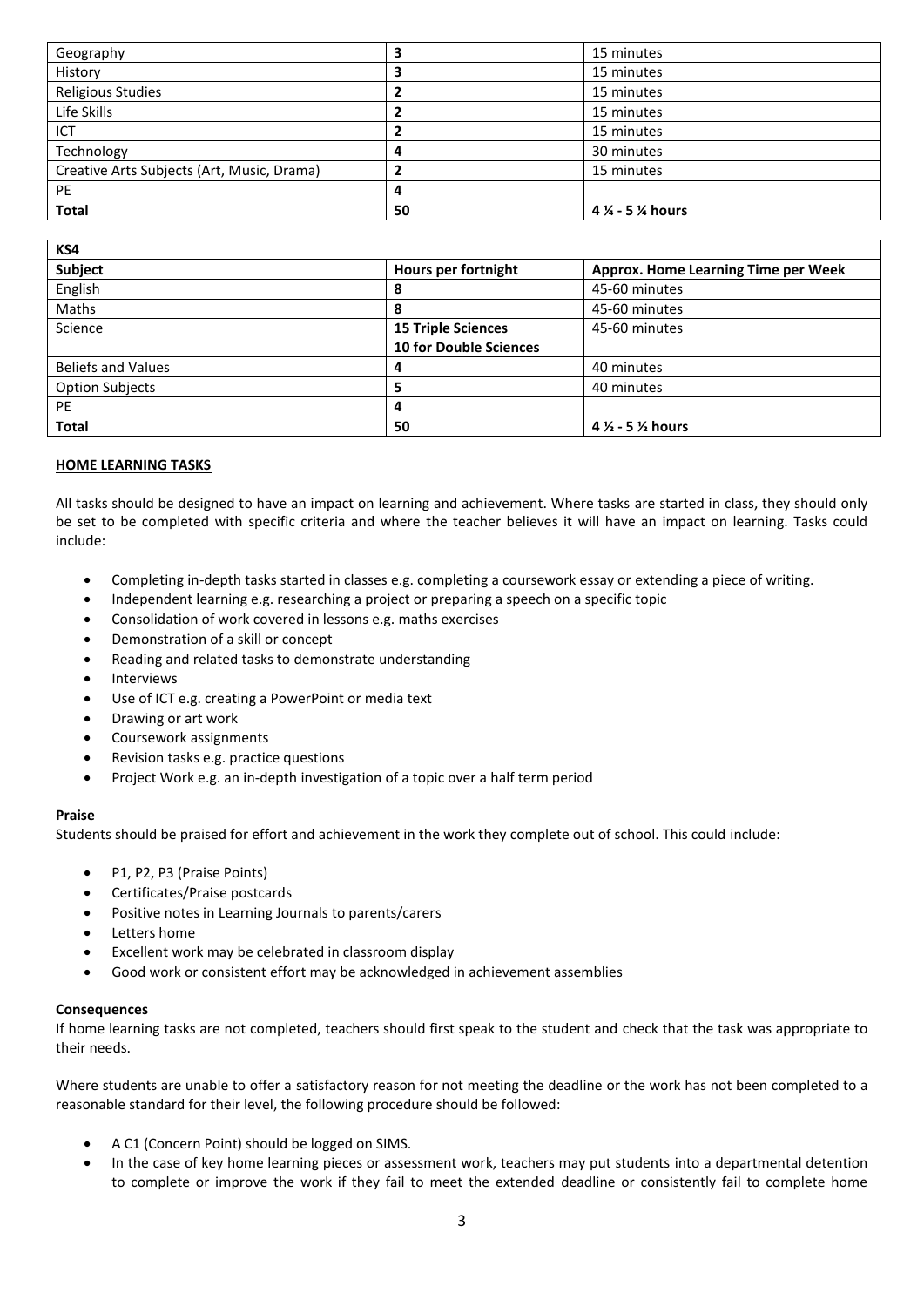| Geography | 3 | 15 minutes |
|---|---|---|
| History | 3 | 15 minutes |
| Religious Studies | 2 | 15 minutes |
| Life Skills | 2 | 15 minutes |
| ICT | 2 | 15 minutes |
| Technology | 4 | 30 minutes |
| Creative Arts Subjects (Art, Music, Drama) | 2 | 15 minutes |
| PE | 4 | |
| **Total** | **50** | **4 ¼ - 5 ¼ hours** |

| **KS4** | | |
|---|---|---|
| **Subject** | **Hours per fortnight** | **Approx. Home Learning Time per Week** |
| English | 8 | 45-60 minutes |
| Maths | 8 | 45-60 minutes |
| Science | **15 Triple Sciences**<br>**10 for Double Sciences** | 45-60 minutes |
| Beliefs and Values | 4 | 40 minutes |
| Option Subjects | 5 | 40 minutes |
| PE | 4 | |
| **Total** | **50** | **4 ½ - 5 ½ hours** |

## HOME LEARNING TASKS

All tasks should be designed to have an impact on learning and achievement. Where tasks are started in class, they should only be set to be completed with specific criteria and where the teacher believes it will have an impact on learning. Tasks could include:

- Completing in-depth tasks started in classes e.g. completing a coursework essay or extending a piece of writing.
- Independent learning e.g. researching a project or preparing a speech on a specific topic
- Consolidation of work covered in lessons e.g. maths exercises
- Demonstration of a skill or concept
- Reading and related tasks to demonstrate understanding
- Interviews
- Use of ICT e.g. creating a PowerPoint or media text
- Drawing or art work
- Coursework assignments
- Revision tasks e.g. practice questions
- Project Work e.g. an in-depth investigation of a topic over a half term period

### Praise

Students should be praised for effort and achievement in the work they complete out of school. This could include:

- P1, P2, P3 (Praise Points)
- Certificates/Praise postcards
- Positive notes in Learning Journals to parents/carers
- Letters home
- Excellent work may be celebrated in classroom display
- Good work or consistent effort may be acknowledged in achievement assemblies

### Consequences

If home learning tasks are not completed, teachers should first speak to the student and check that the task was appropriate to their needs.

Where students are unable to offer a satisfactory reason for not meeting the deadline or the work has not been completed to a reasonable standard for their level, the following procedure should be followed:

- A C1 (Concern Point) should be logged on SIMS.
- In the case of key home learning pieces or assessment work, teachers may put students into a departmental detention to complete or improve the work if they fail to meet the extended deadline or consistently fail to complete home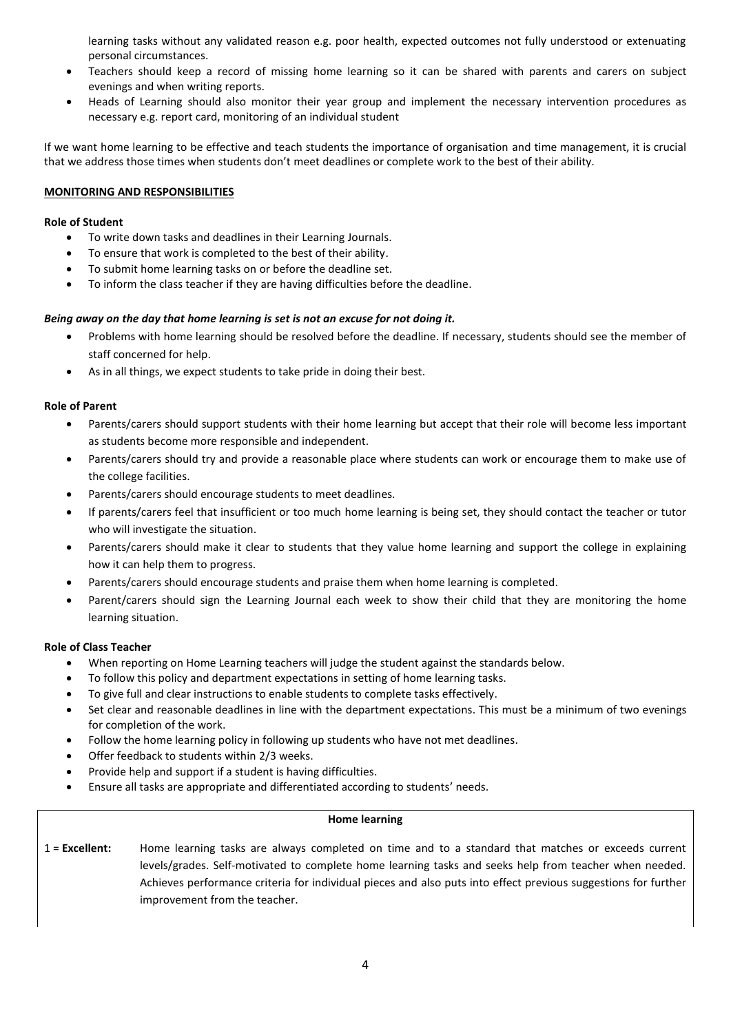learning tasks without any validated reason e.g. poor health, expected outcomes not fully understood or extenuating personal circumstances.

- Teachers should keep a record of missing home learning so it can be shared with parents and carers on subject evenings and when writing reports.
- Heads of Learning should also monitor their year group and implement the necessary intervention procedures as necessary e.g. report card, monitoring of an individual student

If we want home learning to be effective and teach students the importance of organisation and time management, it is crucial that we address those times when students don't meet deadlines or complete work to the best of their ability.

## MONITORING AND RESPONSIBILITIES

### Role of Student

- To write down tasks and deadlines in their Learning Journals.
- To ensure that work is completed to the best of their ability.
- To submit home learning tasks on or before the deadline set.
- To inform the class teacher if they are having difficulties before the deadline.

***Being away on the day that home learning is set is not an excuse for not doing it.***

- Problems with home learning should be resolved before the deadline. If necessary, students should see the member of staff concerned for help.
- As in all things, we expect students to take pride in doing their best.

### Role of Parent

- Parents/carers should support students with their home learning but accept that their role will become less important as students become more responsible and independent.
- Parents/carers should try and provide a reasonable place where students can work or encourage them to make use of the college facilities.
- Parents/carers should encourage students to meet deadlines.
- If parents/carers feel that insufficient or too much home learning is being set, they should contact the teacher or tutor who will investigate the situation.
- Parents/carers should make it clear to students that they value home learning and support the college in explaining how it can help them to progress.
- Parents/carers should encourage students and praise them when home learning is completed.
- Parent/carers should sign the Learning Journal each week to show their child that they are monitoring the home learning situation.

### Role of Class Teacher

- When reporting on Home Learning teachers will judge the student against the standards below.
- To follow this policy and department expectations in setting of home learning tasks.
- To give full and clear instructions to enable students to complete tasks effectively.
- Set clear and reasonable deadlines in line with the department expectations. This must be a minimum of two evenings for completion of the work.
- Follow the home learning policy in following up students who have not met deadlines.
- Offer feedback to students within 2/3 weeks.
- Provide help and support if a student is having difficulties.
- Ensure all tasks are appropriate and differentiated according to students' needs.

| **Home learning** | |
|---|---|
| 1 = **Excellent:** | Home learning tasks are always completed on time and to a standard that matches or exceeds current levels/grades. Self-motivated to complete home learning tasks and seeks help from teacher when needed. Achieves performance criteria for individual pieces and also puts into effect previous suggestions for further improvement from the teacher. |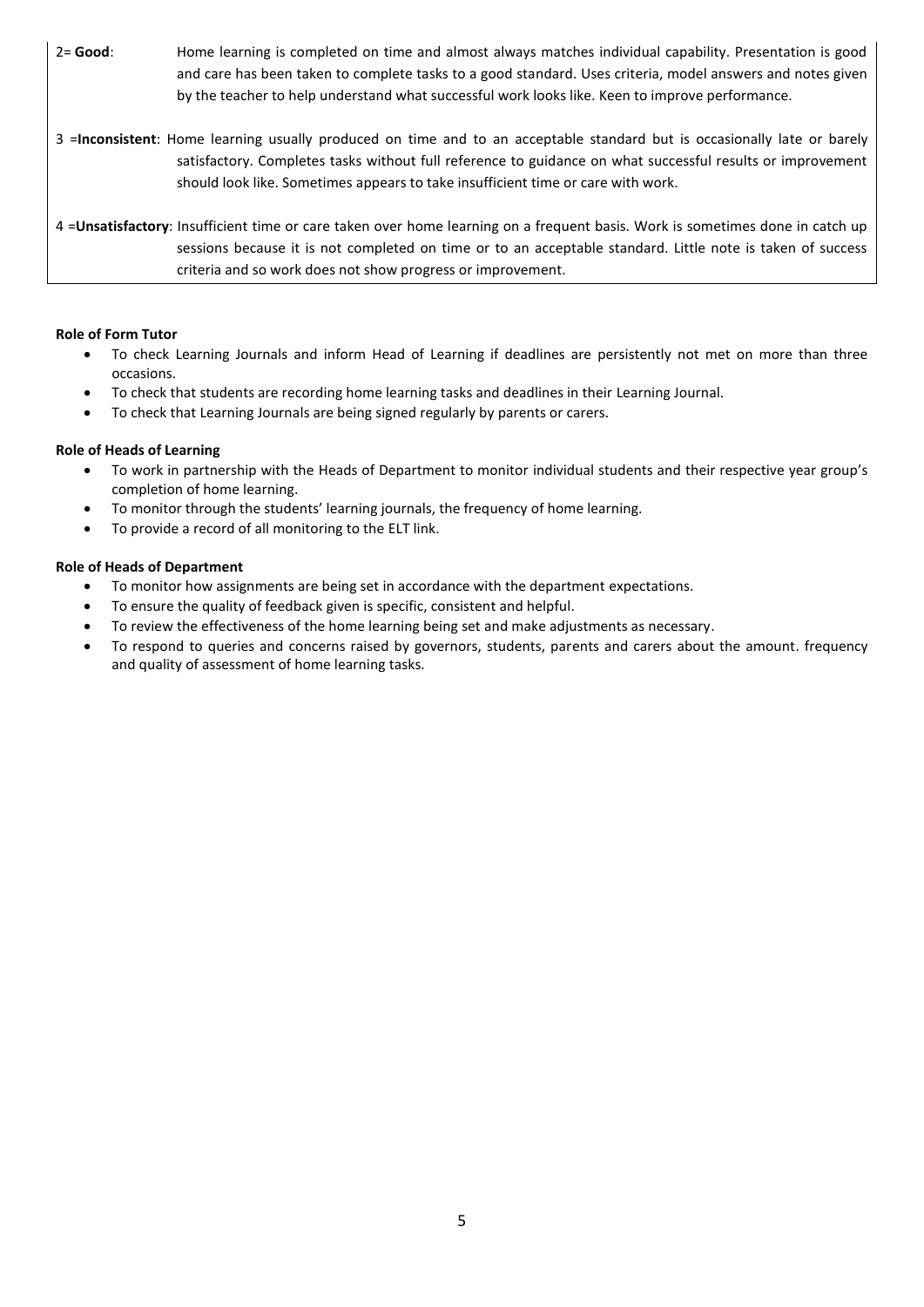2= **Good**: Home learning is completed on time and almost always matches individual capability. Presentation is good and care has been taken to complete tasks to a good standard. Uses criteria, model answers and notes given by the teacher to help understand what successful work looks like. Keen to improve performance.

3 =**Inconsistent**: Home learning usually produced on time and to an acceptable standard but is occasionally late or barely satisfactory. Completes tasks without full reference to guidance on what successful results or improvement should look like. Sometimes appears to take insufficient time or care with work.

4 =**Unsatisfactory**: Insufficient time or care taken over home learning on a frequent basis. Work is sometimes done in catch up sessions because it is not completed on time or to an acceptable standard. Little note is taken of success criteria and so work does not show progress or improvement.

**Role of Form Tutor**

- To check Learning Journals and inform Head of Learning if deadlines are persistently not met on more than three occasions.
- To check that students are recording home learning tasks and deadlines in their Learning Journal.
- To check that Learning Journals are being signed regularly by parents or carers.

**Role of Heads of Learning**

- To work in partnership with the Heads of Department to monitor individual students and their respective year group's completion of home learning.
- To monitor through the students' learning journals, the frequency of home learning.
- To provide a record of all monitoring to the ELT link.

**Role of Heads of Department**

- To monitor how assignments are being set in accordance with the department expectations.
- To ensure the quality of feedback given is specific, consistent and helpful.
- To review the effectiveness of the home learning being set and make adjustments as necessary.
- To respond to queries and concerns raised by governors, students, parents and carers about the amount. frequency and quality of assessment of home learning tasks.